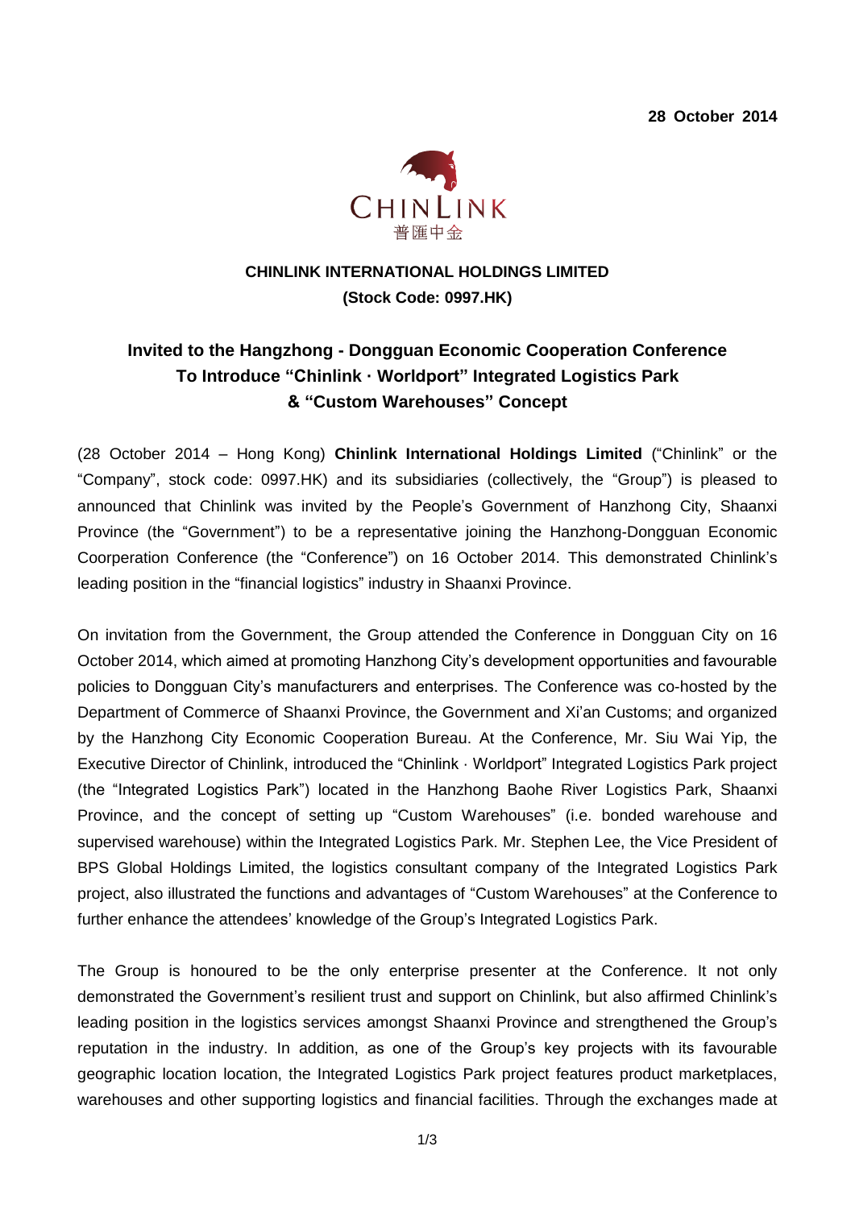**28 October 2014**

CHINLINK
普匯中金

**CHINLINK INTERNATIONAL HOLDINGS LIMITED**
**(Stock Code: 0997.HK)**

# Invited to the Hangzhong - Dongguan Economic Cooperation Conference To Introduce "Chinlink · Worldport" Integrated Logistics Park & "Custom Warehouses" Concept

(28 October 2014 – Hong Kong) **Chinlink International Holdings Limited** ("Chinlink" or the "Company", stock code: 0997.HK) and its subsidiaries (collectively, the "Group") is pleased to announced that Chinlink was invited by the People's Government of Hanzhong City, Shaanxi Province (the "Government") to be a representative joining the Hanzhong-Dongguan Economic Coorperation Conference (the "Conference") on 16 October 2014. This demonstrated Chinlink's leading position in the "financial logistics" industry in Shaanxi Province.

On invitation from the Government, the Group attended the Conference in Dongguan City on 16 October 2014, which aimed at promoting Hanzhong City's development opportunities and favourable policies to Dongguan City's manufacturers and enterprises. The Conference was co-hosted by the Department of Commerce of Shaanxi Province, the Government and Xi'an Customs; and organized by the Hanzhong City Economic Cooperation Bureau. At the Conference, Mr. Siu Wai Yip, the Executive Director of Chinlink, introduced the "Chinlink · Worldport" Integrated Logistics Park project (the "Integrated Logistics Park") located in the Hanzhong Baohe River Logistics Park, Shaanxi Province, and the concept of setting up "Custom Warehouses" (i.e. bonded warehouse and supervised warehouse) within the Integrated Logistics Park. Mr. Stephen Lee, the Vice President of BPS Global Holdings Limited, the logistics consultant company of the Integrated Logistics Park project, also illustrated the functions and advantages of "Custom Warehouses" at the Conference to further enhance the attendees' knowledge of the Group's Integrated Logistics Park.

The Group is honoured to be the only enterprise presenter at the Conference. It not only demonstrated the Government's resilient trust and support on Chinlink, but also affirmed Chinlink's leading position in the logistics services amongst Shaanxi Province and strengthened the Group's reputation in the industry. In addition, as one of the Group's key projects with its favourable geographic location location, the Integrated Logistics Park project features product marketplaces, warehouses and other supporting logistics and financial facilities. Through the exchanges made at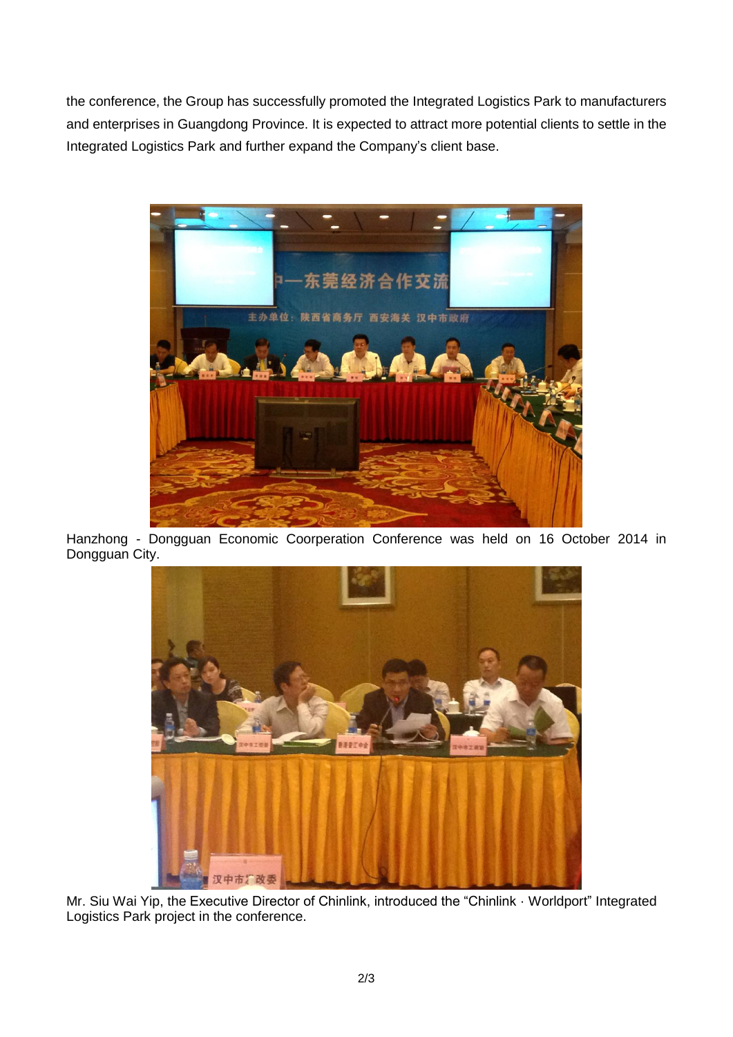the conference, the Group has successfully promoted the Integrated Logistics Park to manufacturers and enterprises in Guangdong Province. It is expected to attract more potential clients to settle in the Integrated Logistics Park and further expand the Company's client base.

Hanzhong - Dongguan Economic Coorperation Conference was held on 16 October 2014 in Dongguan City.

Mr. Siu Wai Yip, the Executive Director of Chinlink, introduced the "Chinlink · Worldport" Integrated Logistics Park project in the conference.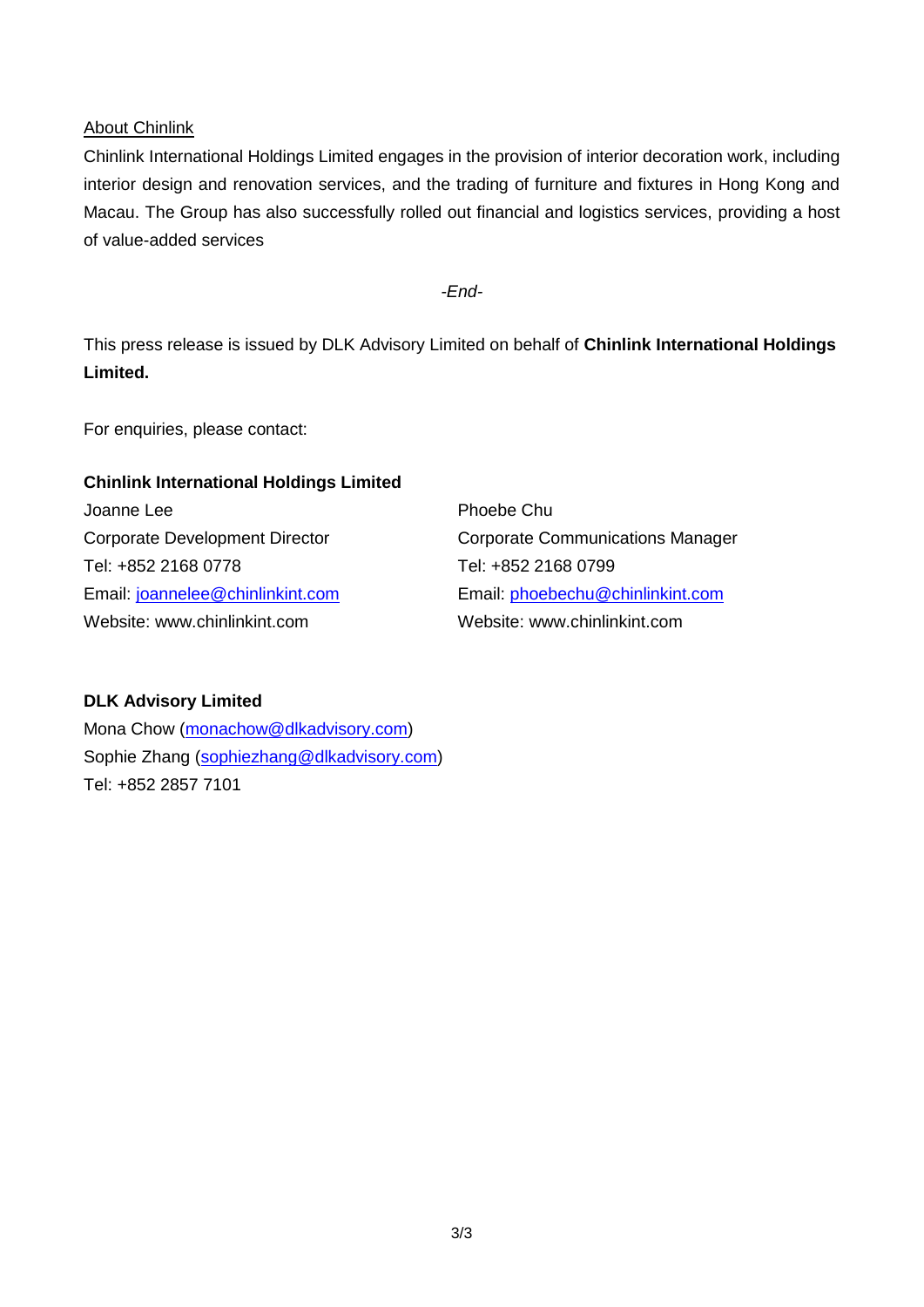About Chinlink

Chinlink International Holdings Limited engages in the provision of interior decoration work, including interior design and renovation services, and the trading of furniture and fixtures in Hong Kong and Macau. The Group has also successfully rolled out financial and logistics services, providing a host of value-added services

*-End-*

This press release is issued by DLK Advisory Limited on behalf of **Chinlink International Holdings Limited.**

For enquiries, please contact:

**Chinlink International Holdings Limited**

Joanne Lee
Corporate Development Director
Tel: +852 2168 0778
Email: joannelee@chinlinkint.com
Website: www.chinlinkint.com

Phoebe Chu
Corporate Communications Manager
Tel: +852 2168 0799
Email: phoebechu@chinlinkint.com
Website: www.chinlinkint.com

**DLK Advisory Limited**

Mona Chow (monachow@dlkadvisory.com)
Sophie Zhang (sophiezhang@dlkadvisory.com)
Tel: +852 2857 7101